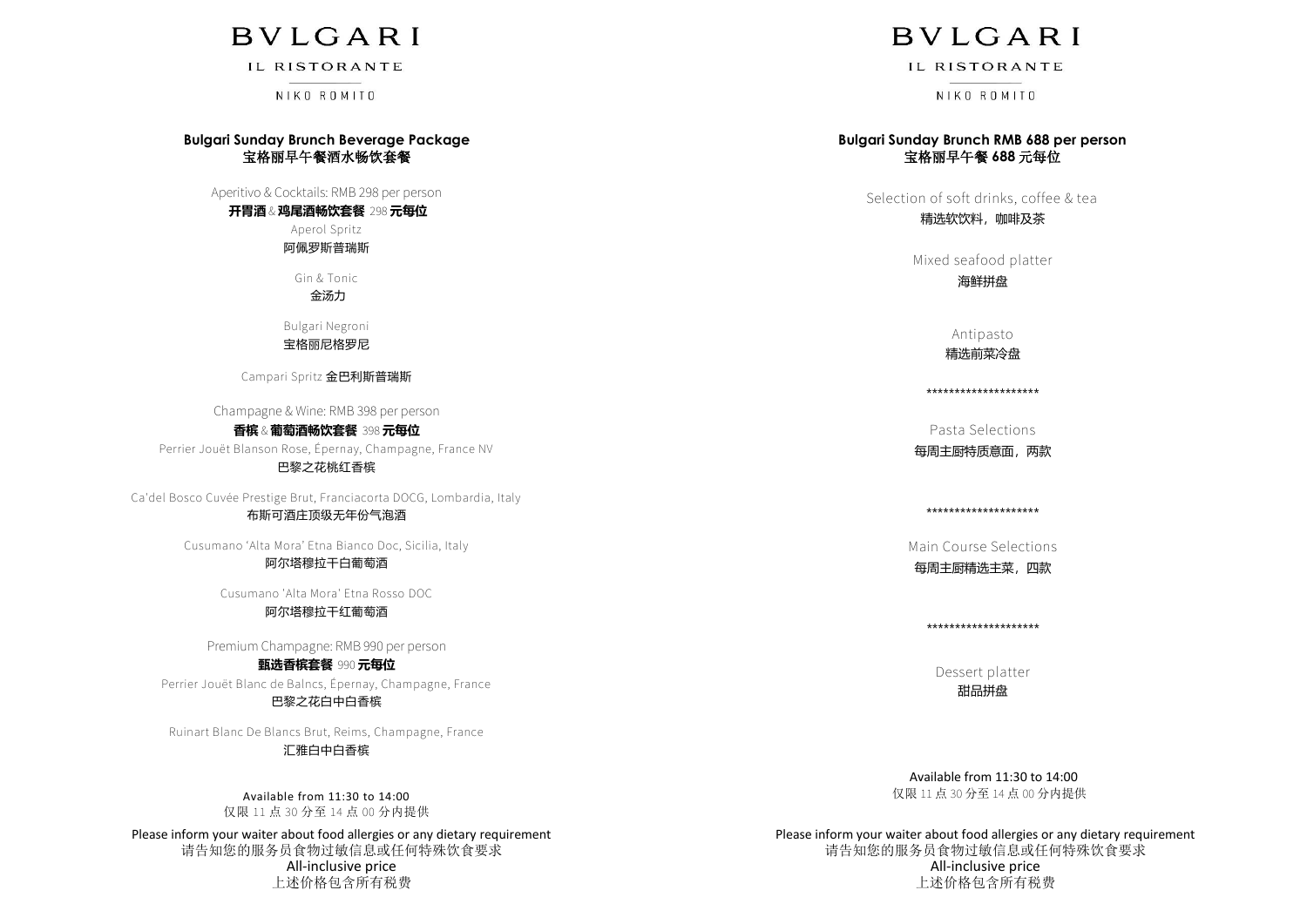# BVLGARI

IL RISTORANTE

NIKO ROMITO

## Bulgari Sunday Brunch Beverage Package
## 宝格丽早午餐酒水畅饮套餐

Aperitivo & Cocktails: RMB 298 per person
**开胃酒** & **鸡尾酒畅饮套餐** 298 **元每位**

Aperol Spritz
阿佩罗斯普瑞斯

Gin & Tonic
金汤力

Bulgari Negroni
宝格丽尼格罗尼

Campari Spritz 金巴利斯普瑞斯

Champagne & Wine: RMB 398 per person
**香槟** & **葡萄酒畅饮套餐** 398 **元每位**

Perrier Jouët Blanson Rose, Épernay, Champagne, France NV
巴黎之花桃红香槟

Ca'del Bosco Cuvée Prestige Brut, Franciacorta DOCG, Lombardia, Italy
布斯可酒庄顶级无年份气泡酒

Cusumano 'Alta Mora' Etna Bianco Doc, Sicilia, Italy
阿尔塔穆拉干白葡萄酒

Cusumano 'Alta Mora' Etna Rosso DOC
阿尔塔穆拉干红葡萄酒

Premium Champagne: RMB 990 per person
**甄选香槟套餐** 990 **元每位**

Perrier Jouët Blanc de Balncs, Épernay, Champagne, France
巴黎之花白中白香槟

Ruinart Blanc De Blancs Brut, Reims, Champagne, France
汇雅白中白香槟

Available from 11:30 to 14:00
仅限 11 点 30 分至 14 点 00 分内提供

Please inform your waiter about food allergies or any dietary requirement
请告知您的服务员食物过敏信息或任何特殊饮食要求
All-inclusive price
上述价格包含所有税费

# BVLGARI

IL RISTORANTE

NIKO ROMITO

## Bulgari Sunday Brunch RMB 688 per person
## 宝格丽早午餐 688 元每位

Selection of soft drinks, coffee & tea
精选软饮料，咖啡及茶

Mixed seafood platter
海鲜拼盘

Antipasto
精选前菜冷盘

********************

Pasta Selections
每周主厨特质意面，两款

********************

Main Course Selections
每周主厨精选主菜，四款

********************

Dessert platter
甜品拼盘

Available from 11:30 to 14:00
仅限 11 点 30 分至 14 点 00 分内提供

Please inform your waiter about food allergies or any dietary requirement
请告知您的服务员食物过敏信息或任何特殊饮食要求
All-inclusive price
上述价格包含所有税费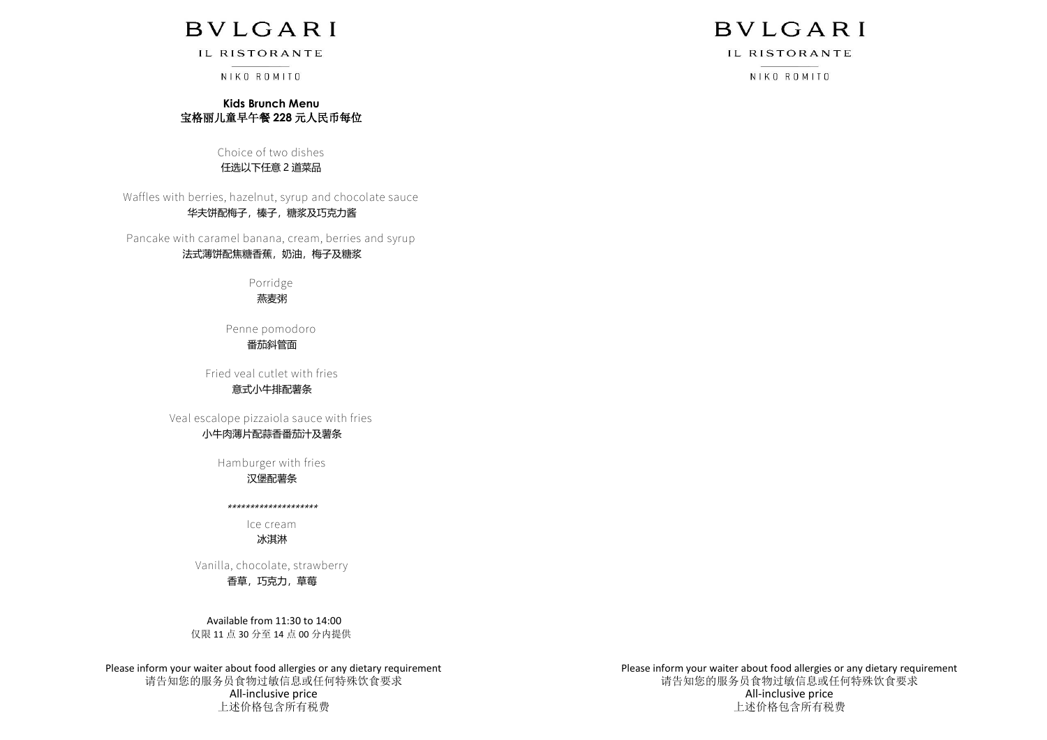# BVLGARI

IL RISTORANTE

NIKO ROMITO

**Kids Brunch Menu**
**宝格丽儿童早午餐 228 元人民币每位**

Choice of two dishes
任选以下任意 2 道菜品

Waffles with berries, hazelnut, syrup and chocolate sauce
华夫饼配梅子，榛子，糖浆及巧克力酱

Pancake with caramel banana, cream, berries and syrup
法式薄饼配焦糖香蕉，奶油，梅子及糖浆

Porridge
燕麦粥

Penne pomodoro
番茄斜管面

Fried veal cutlet with fries
意式小牛排配薯条

Veal escalope pizzaiola sauce with fries
小牛肉薄片配蒜香番茄汁及薯条

Hamburger with fries
汉堡配薯条

********************

Ice cream
冰淇淋

Vanilla, chocolate, strawberry
香草，巧克力，草莓

Available from 11:30 to 14:00
仅限 11 点 30 分至 14 点 00 分内提供

Please inform your waiter about food allergies or any dietary requirement
请告知您的服务员食物过敏信息或任何特殊饮食要求
All-inclusive price
上述价格包含所有税费

# BVLGARI

IL RISTORANTE

NIKO ROMITO

Please inform your waiter about food allergies or any dietary requirement
请告知您的服务员食物过敏信息或任何特殊饮食要求
All-inclusive price
上述价格包含所有税费